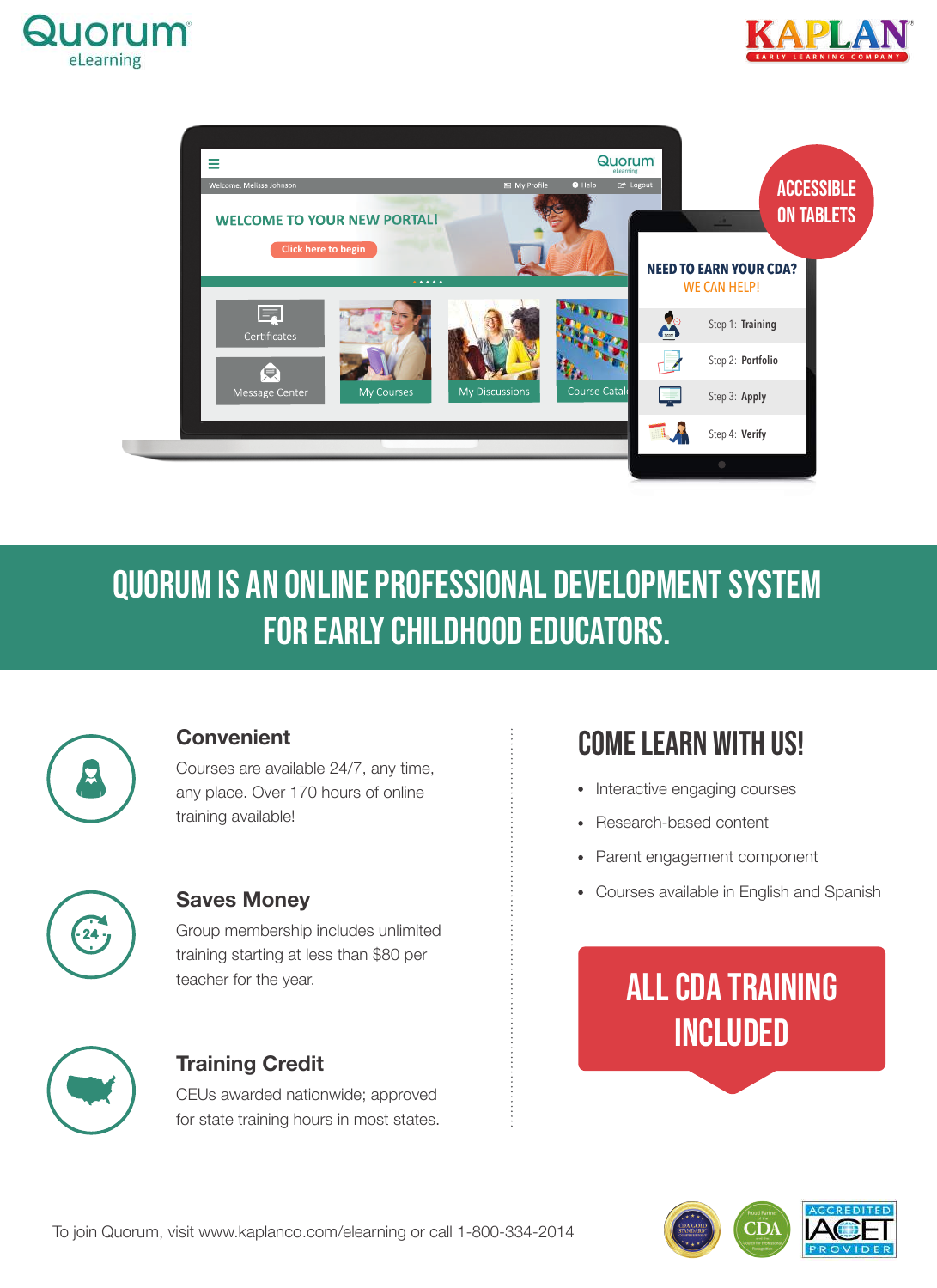Quorum eLearning

KAPLAN EARLY LEARNING COMPANY

ACCESSIBLE ON TABLETS

NEED TO EARN YOUR CDA? WE CAN HELP!

Step 1: Training

Step 2: Portfolio

Step 3: Apply

Step 4: Verify

# QUORUM IS AN ONLINE PROFESSIONAL DEVELOPMENT SYSTEM FOR EARLY CHILDHOOD EDUCATORS.

## Convenient

Courses are available 24/7, any time, any place. Over 170 hours of online training available!

## Saves Money

Group membership includes unlimited training starting at less than $80 per teacher for the year.

## Training Credit

CEUs awarded nationwide; approved for state training hours in most states.

## COME LEARN WITH US!

- Interactive engaging courses
- Research-based content
- Parent engagement component
- Courses available in English and Spanish

## ALL CDA TRAINING INCLUDED

To join Quorum, visit www.kaplanco.com/elearning or call 1-800-334-2014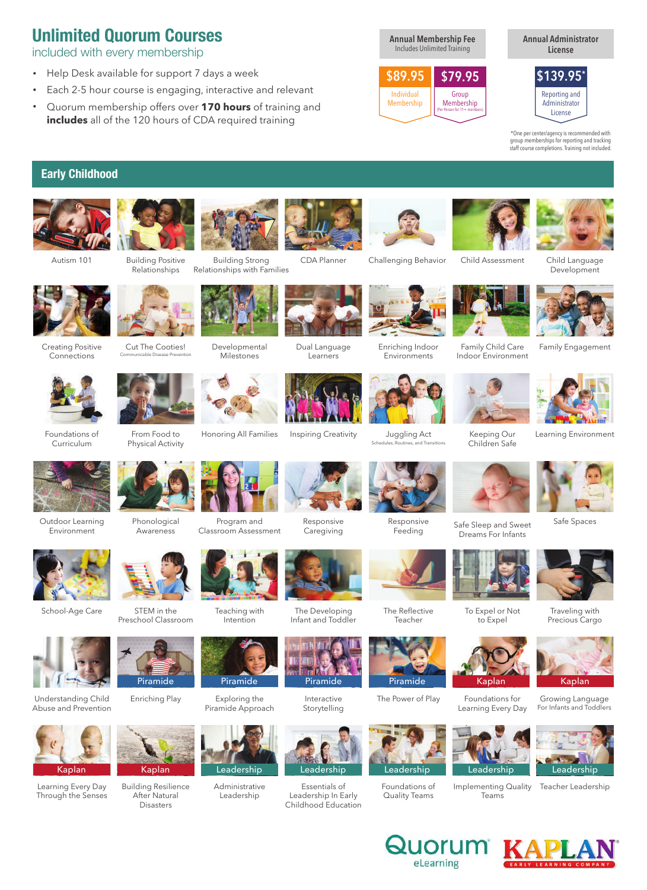# Unlimited Quorum Courses

included with every membership

- Help Desk available for support 7 days a week
- Each 2-5 hour course is engaging, interactive and relevant
- Quorum membership offers over **170 hours** of training and **includes** all of the 120 hours of CDA required training

**Annual Membership Fee**
Includes Unlimited Training

**$89.95**
Individual Membership

**$79.95**
Group Membership
(Per Person for 11+ members)

**Annual Administrator License**

**$139.95***
Reporting and Administrator License

*One per center/agency is recommended with group memberships for reporting and tracking staff course completions. Training not included.

## Early Childhood

- Autism 101
- Building Positive Relationships
- Building Strong Relationships with Families
- CDA Planner
- Challenging Behavior
- Child Assessment
- Child Language Development
- Creating Positive Connections
- Cut The Cooties! Communicable Disease Prevention
- Developmental Milestones
- Dual Language Learners
- Enriching Indoor Environments
- Family Child Care Indoor Environment
- Family Engagement
- Foundations of Curriculum
- From Food to Physical Activity
- Honoring All Families
- Inspiring Creativity
- Juggling Act Schedules, Routines, and Transitions
- Keeping Our Children Safe
- Learning Environment
- Outdoor Learning Environment
- Phonological Awareness
- Program and Classroom Assessment
- Responsive Caregiving
- Responsive Feeding
- Safe Sleep and Sweet Dreams For Infants
- Safe Spaces
- School-Age Care
- STEM in the Preschool Classroom
- Teaching with Intention
- The Developing Infant and Toddler
- The Reflective Teacher
- To Expel or Not to Expel
- Traveling with Precious Cargo
- Understanding Child Abuse and Prevention
- Piramide: Enriching Play
- Piramide: Exploring the Piramide Approach
- Piramide: Interactive Storytelling
- Piramide: The Power of Play
- Kaplan: Foundations for Learning Every Day
- Kaplan: Growing Language For Infants and Toddlers
- Kaplan: Learning Every Day Through the Senses
- Kaplan: Building Resilience After Natural Disasters
- Leadership: Administrative Leadership
- Leadership: Essentials of Leadership In Early Childhood Education
- Leadership: Foundations of Quality Teams
- Leadership: Implementing Quality Teams
- Leadership: Teacher Leadership

Quorum eLearning
KAPLAN EARLY LEARNING COMPANY